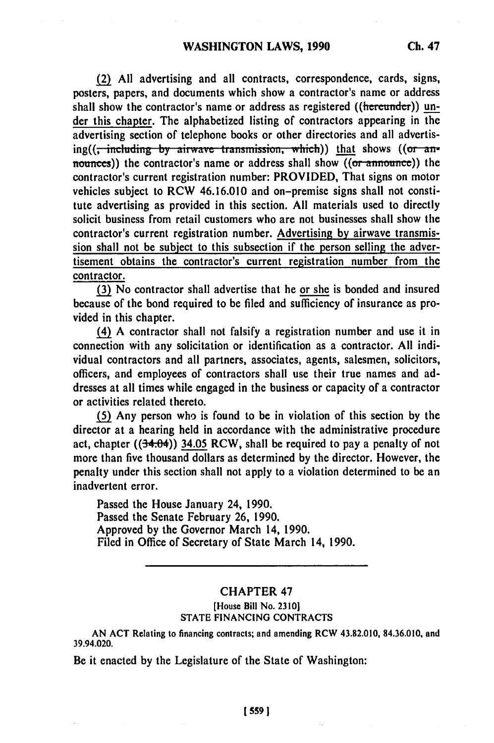(2) All advertising and all contracts, correspondence, cards, signs, posters, papers, and documents which show a contractor's name or address shall show the contractor's name or address as registered ((~~hereunder~~)) under this chapter. The alphabetized listing of contractors appearing in the advertising section of telephone books or other directories and all advertising((~~, including by airwave transmission, which~~)) that shows ((~~or announces~~)) the contractor's name or address shall show ((~~or announce~~)) the contractor's current registration number: PROVIDED, That signs on motor vehicles subject to RCW 46.16.010 and on-premise signs shall not constitute advertising as provided in this section. All materials used to directly solicit business from retail customers who are not businesses shall show the contractor's current registration number. Advertising by airwave transmission shall not be subject to this subsection if the person selling the advertisement obtains the contractor's current registration number from the contractor.

(3) No contractor shall advertise that he or she is bonded and insured because of the bond required to be filed and sufficiency of insurance as provided in this chapter.

(4) A contractor shall not falsify a registration number and use it in connection with any solicitation or identification as a contractor. All individual contractors and all partners, associates, agents, salesmen, solicitors, officers, and employees of contractors shall use their true names and addresses at all times while engaged in the business or capacity of a contractor or activities related thereto.

(5) Any person who is found to be in violation of this section by the director at a hearing held in accordance with the administrative procedure act, chapter ((~~34.04~~)) 34.05 RCW, shall be required to pay a penalty of not more than five thousand dollars as determined by the director. However, the penalty under this section shall not apply to a violation determined to be an inadvertent error.

Passed the House January 24, 1990.
Passed the Senate February 26, 1990.
Approved by the Governor March 14, 1990.
Filed in Office of Secretary of State March 14, 1990.

---

## CHAPTER 47

[House Bill No. 2310]

STATE FINANCING CONTRACTS

AN ACT Relating to financing contracts; and amending RCW 43.82.010, 84.36.010, and 39.94.020.

Be it enacted by the Legislature of the State of Washington: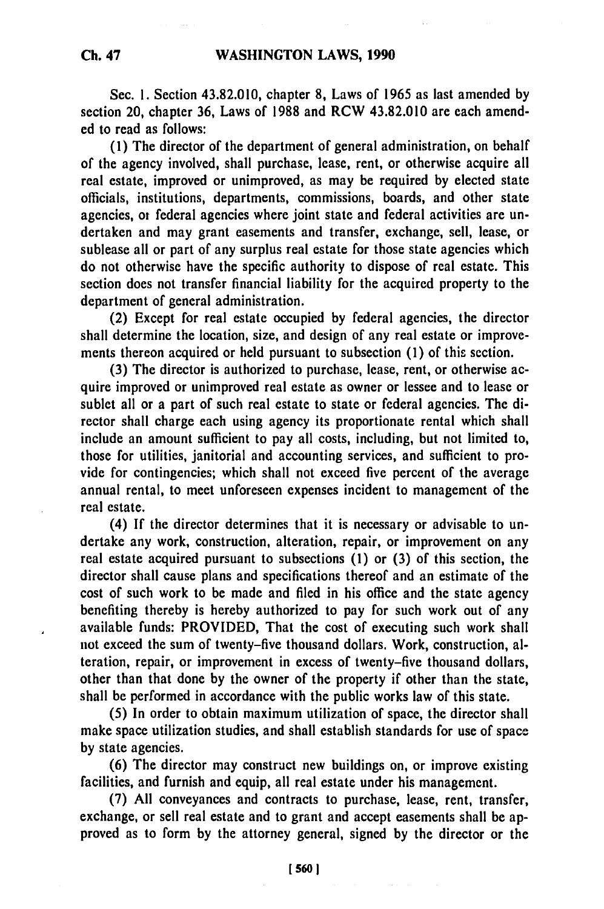Sec. 1. Section 43.82.010, chapter 8, Laws of 1965 as last amended by section 20, chapter 36, Laws of 1988 and RCW 43.82.010 are each amended to read as follows:

(1) The director of the department of general administration, on behalf of the agency involved, shall purchase, lease, rent, or otherwise acquire all real estate, improved or unimproved, as may be required by elected state officials, institutions, departments, commissions, boards, and other state agencies, or federal agencies where joint state and federal activities are undertaken and may grant easements and transfer, exchange, sell, lease, or sublease all or part of any surplus real estate for those state agencies which do not otherwise have the specific authority to dispose of real estate. This section does not transfer financial liability for the acquired property to the department of general administration.

(2) Except for real estate occupied by federal agencies, the director shall determine the location, size, and design of any real estate or improvements thereon acquired or held pursuant to subsection (1) of this section.

(3) The director is authorized to purchase, lease, rent, or otherwise acquire improved or unimproved real estate as owner or lessee and to lease or sublet all or a part of such real estate to state or federal agencies. The director shall charge each using agency its proportionate rental which shall include an amount sufficient to pay all costs, including, but not limited to, those for utilities, janitorial and accounting services, and sufficient to provide for contingencies; which shall not exceed five percent of the average annual rental, to meet unforeseen expenses incident to management of the real estate.

(4) If the director determines that it is necessary or advisable to undertake any work, construction, alteration, repair, or improvement on any real estate acquired pursuant to subsections (1) or (3) of this section, the director shall cause plans and specifications thereof and an estimate of the cost of such work to be made and filed in his office and the state agency benefiting thereby is hereby authorized to pay for such work out of any available funds: PROVIDED, That the cost of executing such work shall not exceed the sum of twenty-five thousand dollars. Work, construction, alteration, repair, or improvement in excess of twenty-five thousand dollars, other than that done by the owner of the property if other than the state, shall be performed in accordance with the public works law of this state.

(5) In order to obtain maximum utilization of space, the director shall make space utilization studies, and shall establish standards for use of space by state agencies.

(6) The director may construct new buildings on, or improve existing facilities, and furnish and equip, all real estate under his management.

(7) All conveyances and contracts to purchase, lease, rent, transfer, exchange, or sell real estate and to grant and accept easements shall be approved as to form by the attorney general, signed by the director or the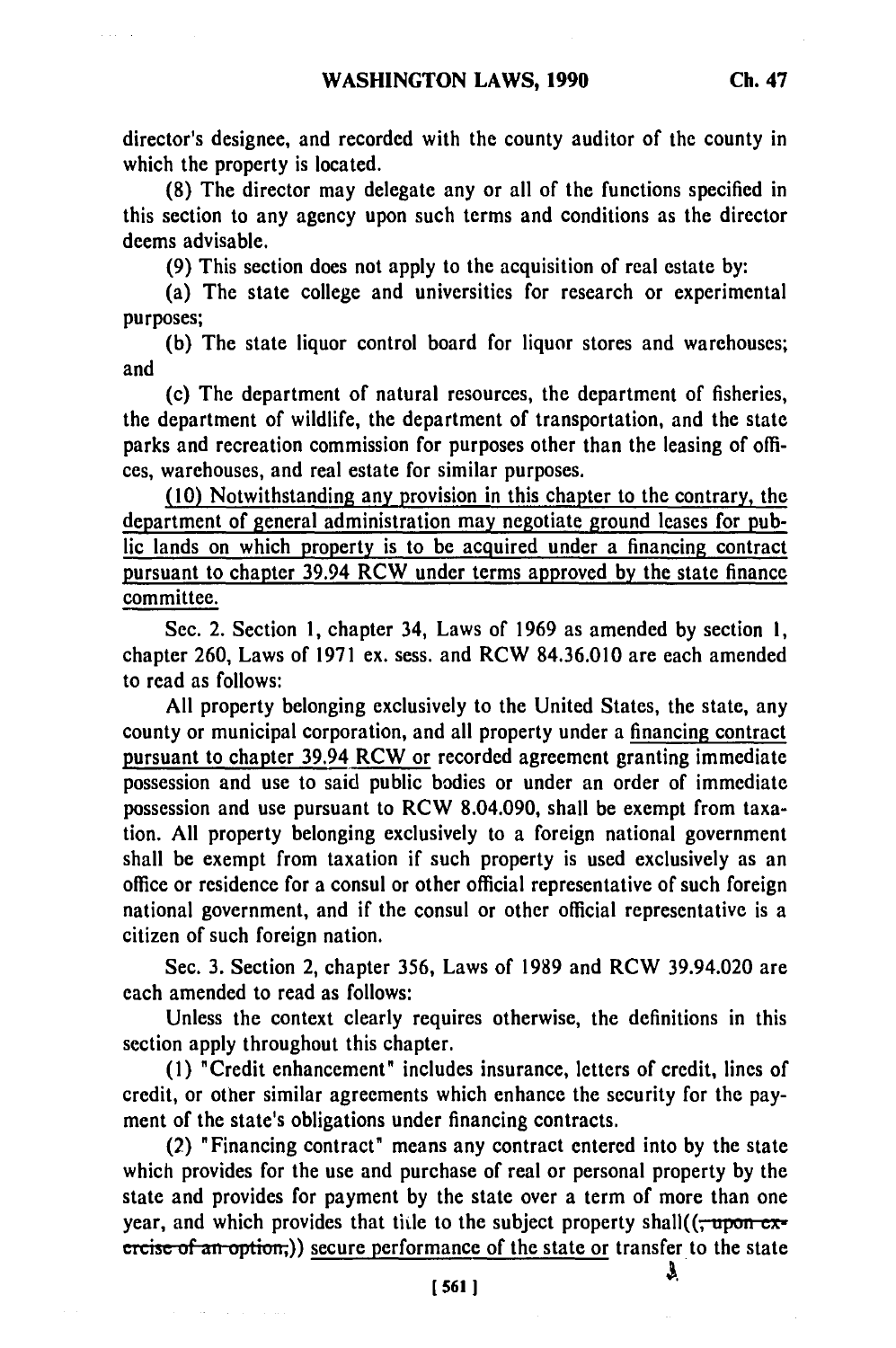director's designee, and recorded with the county auditor of the county in which the property is located.

(8) The director may delegate any or all of the functions specified in this section to any agency upon such terms and conditions as the director deems advisable.

(9) This section does not apply to the acquisition of real estate by:

(a) The state college and universities for research or experimental purposes;

(b) The state liquor control board for liquor stores and warehouses; and

(c) The department of natural resources, the department of fisheries, the department of wildlife, the department of transportation, and the state parks and recreation commission for purposes other than the leasing of offices, warehouses, and real estate for similar purposes.

<u>(10) Notwithstanding any provision in this chapter to the contrary, the department of general administration may negotiate ground leases for public lands on which property is to be acquired under a financing contract pursuant to chapter 39.94 RCW under terms approved by the state finance committee.</u>

Sec. 2. Section 1, chapter 34, Laws of 1969 as amended by section 1, chapter 260, Laws of 1971 ex. sess. and RCW 84.36.010 are each amended to read as follows:

All property belonging exclusively to the United States, the state, any county or municipal corporation, and all property under a <u>financing contract pursuant to chapter 39.94 RCW or</u> recorded agreement granting immediate possession and use to said public bodies or under an order of immediate possession and use pursuant to RCW 8.04.090, shall be exempt from taxation. All property belonging exclusively to a foreign national government shall be exempt from taxation if such property is used exclusively as an office or residence for a consul or other official representative of such foreign national government, and if the consul or other official representative is a citizen of such foreign nation.

Sec. 3. Section 2, chapter 356, Laws of 1989 and RCW 39.94.020 are each amended to read as follows:

Unless the context clearly requires otherwise, the definitions in this section apply throughout this chapter.

(1) "Credit enhancement" includes insurance, letters of credit, lines of credit, or other similar agreements which enhance the security for the payment of the state's obligations under financing contracts.

(2) "Financing contract" means any contract entered into by the state which provides for the use and purchase of real or personal property by the state and provides for payment by the state over a term of more than one year, and which provides that title to the subject property shall((~~, upon exercise of an option,~~)) <u>secure performance of the state or</u> transfer to the state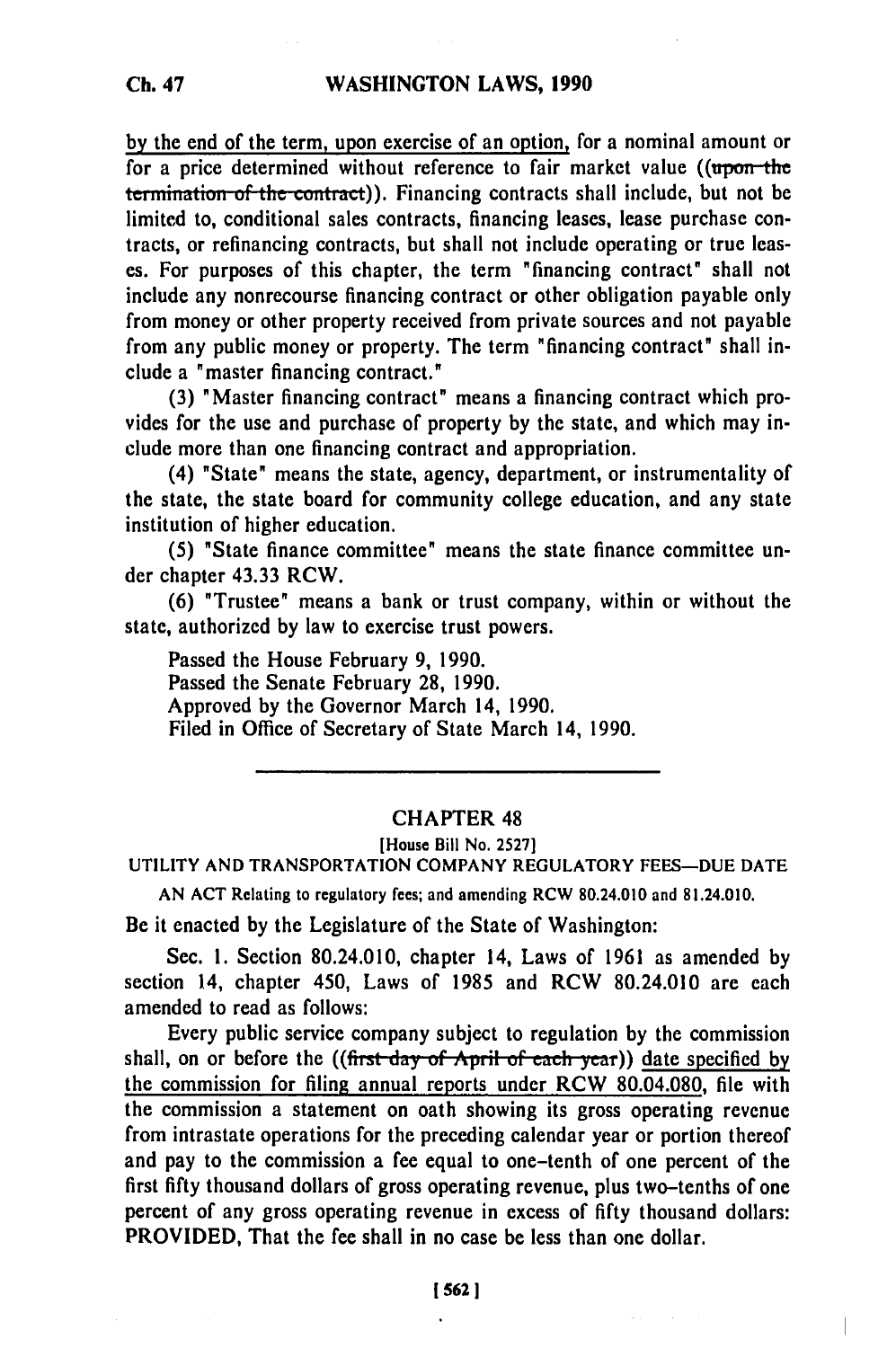by the end of the term, upon exercise of an option, for a nominal amount or for a price determined without reference to fair market value ((~~upon the termination of the contract~~)). Financing contracts shall include, but not be limited to, conditional sales contracts, financing leases, lease purchase contracts, or refinancing contracts, but shall not include operating or true leases. For purposes of this chapter, the term "financing contract" shall not include any nonrecourse financing contract or other obligation payable only from money or other property received from private sources and not payable from any public money or property. The term "financing contract" shall include a "master financing contract."

(3) "Master financing contract" means a financing contract which provides for the use and purchase of property by the state, and which may include more than one financing contract and appropriation.

(4) "State" means the state, agency, department, or instrumentality of the state, the state board for community college education, and any state institution of higher education.

(5) "State finance committee" means the state finance committee under chapter 43.33 RCW.

(6) "Trustee" means a bank or trust company, within or without the state, authorized by law to exercise trust powers.

Passed the House February 9, 1990.
Passed the Senate February 28, 1990.
Approved by the Governor March 14, 1990.
Filed in Office of Secretary of State March 14, 1990.

---

## CHAPTER 48

[House Bill No. 2527]

### UTILITY AND TRANSPORTATION COMPANY REGULATORY FEES—DUE DATE

AN ACT Relating to regulatory fees; and amending RCW 80.24.010 and 81.24.010.

Be it enacted by the Legislature of the State of Washington:

Sec. 1. Section 80.24.010, chapter 14, Laws of 1961 as amended by section 14, chapter 450, Laws of 1985 and RCW 80.24.010 are each amended to read as follows:

Every public service company subject to regulation by the commission shall, on or before the ((~~first day of April of each year~~)) date specified by the commission for filing annual reports under RCW 80.04.080, file with the commission a statement on oath showing its gross operating revenue from intrastate operations for the preceding calendar year or portion thereof and pay to the commission a fee equal to one-tenth of one percent of the first fifty thousand dollars of gross operating revenue, plus two-tenths of one percent of any gross operating revenue in excess of fifty thousand dollars: PROVIDED, That the fee shall in no case be less than one dollar.